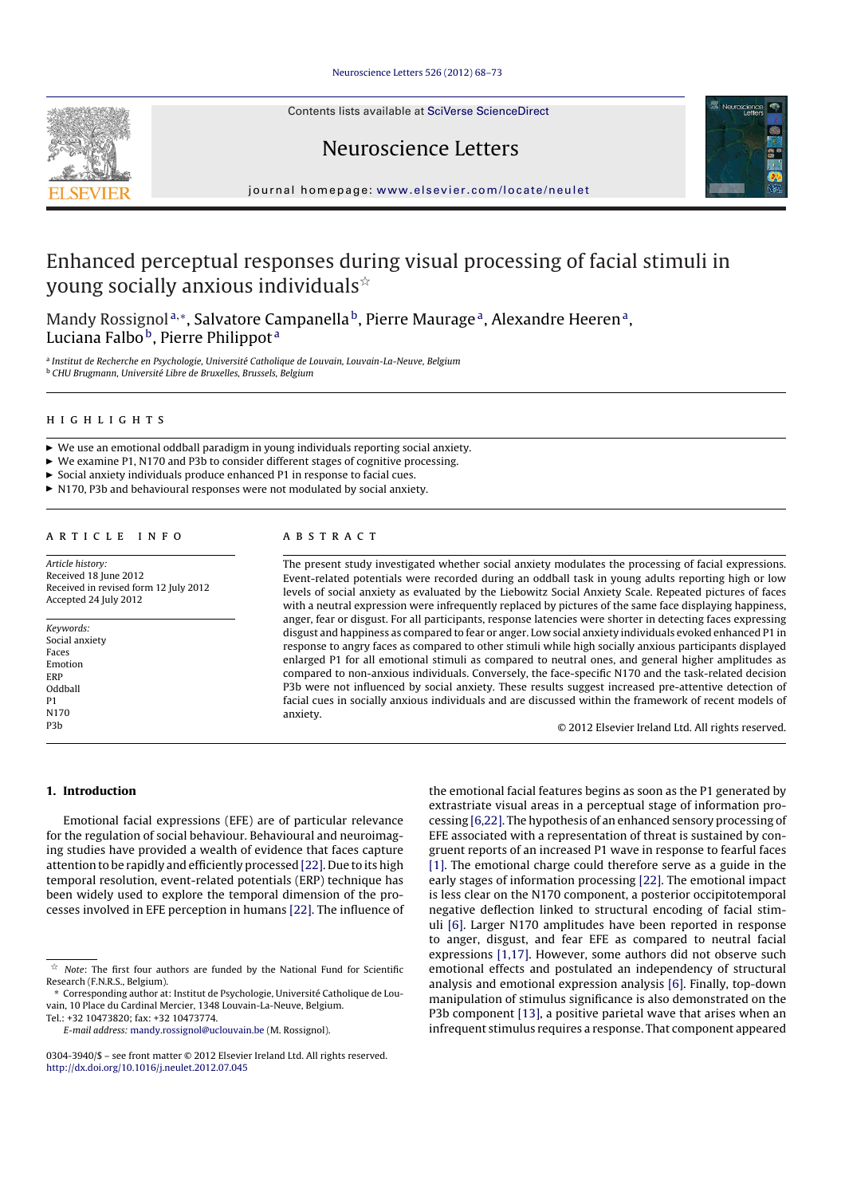# Enhanced perceptual responses during visual processing of facial stimuli in young socially anxious individuals☆

Mandy Rossignol[a,*], Salvatore Campanella[b], Pierre Maurage[a], Alexandre Heeren[a], Luciana Falbo[b], Pierre Philippot[a]

[a] Institut de Recherche en Psychologie, Université Catholique de Louvain, Louvain-La-Neuve, Belgium
[b] CHU Brugmann, Université Libre de Bruxelles, Brussels, Belgium

## HIGHLIGHTS

- We use an emotional oddball paradigm in young individuals reporting social anxiety.
- We examine P1, N170 and P3b to consider different stages of cognitive processing.
- Social anxiety individuals produce enhanced P1 in response to facial cues.
- N170, P3b and behavioural responses were not modulated by social anxiety.

## ARTICLE INFO

*Article history:*
Received 18 June 2012
Received in revised form 12 July 2012
Accepted 24 July 2012

*Keywords:*
Social anxiety
Faces
Emotion
ERP
Oddball
P1
N170
P3b

## ABSTRACT

The present study investigated whether social anxiety modulates the processing of facial expressions. Event-related potentials were recorded during an oddball task in young adults reporting high or low levels of social anxiety as evaluated by the Liebowitz Social Anxiety Scale. Repeated pictures of faces with a neutral expression were infrequently replaced by pictures of the same face displaying happiness, anger, fear or disgust. For all participants, response latencies were shorter in detecting faces expressing disgust and happiness as compared to fear or anger. Low social anxiety individuals evoked enhanced P1 in response to angry faces as compared to other stimuli while high socially anxious participants displayed enlarged P1 for all emotional stimuli as compared to neutral ones, and general higher amplitudes as compared to non-anxious individuals. Conversely, the face-specific N170 and the task-related decision P3b were not influenced by social anxiety. These results suggest increased pre-attentive detection of facial cues in socially anxious individuals and are discussed within the framework of recent models of anxiety.

© 2012 Elsevier Ireland Ltd. All rights reserved.

## 1. Introduction

Emotional facial expressions (EFE) are of particular relevance for the regulation of social behaviour. Behavioural and neuroimaging studies have provided a wealth of evidence that faces capture attention to be rapidly and efficiently processed [22]. Due to its high temporal resolution, event-related potentials (ERP) technique has been widely used to explore the temporal dimension of the processes involved in EFE perception in humans [22]. The influence of the emotional facial features begins as soon as the P1 generated by extrastriate visual areas in a perceptual stage of information processing [6,22]. The hypothesis of an enhanced sensory processing of EFE associated with a representation of threat is sustained by congruent reports of an increased P1 wave in response to fearful faces [1]. The emotional charge could therefore serve as a guide in the early stages of information processing [22]. The emotional impact is less clear on the N170 component, a posterior occipitotemporal negative deflection linked to structural encoding of facial stimuli [6]. Larger N170 amplitudes have been reported in response to anger, disgust, and fear EFE as compared to neutral facial expressions [1,17]. However, some authors did not observe such emotional effects and postulated an independency of structural analysis and emotional expression analysis [6]. Finally, top-down manipulation of stimulus significance is also demonstrated on the P3b component [13], a positive parietal wave that arises when an infrequent stimulus requires a response. That component appeared

☆ *Note:* The first four authors are funded by the National Fund for Scientific Research (F.N.R.S., Belgium).

\* Corresponding author at: Institut de Psychologie, Université Catholique de Louvain, 10 Place du Cardinal Mercier, 1348 Louvain-La-Neuve, Belgium. Tel.: +32 10473820; fax: +32 10473774.

*E-mail address:* mandy.rossignol@uclouvain.be (M. Rossignol).

0304-3940/$ – see front matter © 2012 Elsevier Ireland Ltd. All rights reserved.
http://dx.doi.org/10.1016/j.neulet.2012.07.045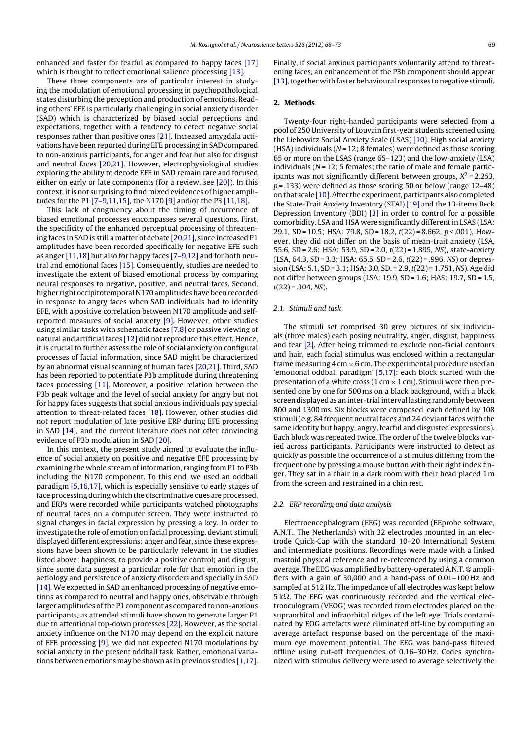enhanced and faster for fearful as compared to happy faces [17] which is thought to reflect emotional salience processing [13].

These three components are of particular interest in studying the modulation of emotional processing in psychopathological states disturbing the perception and production of emotions. Reading others' EFE is particularly challenging in social anxiety disorder (SAD) which is characterized by biased social perceptions and expectations, together with a tendency to detect negative social responses rather than positive ones [21]. Increased amygdala activations have been reported during EFE processing in SAD compared to non-anxious participants, for anger and fear but also for disgust and neutral faces [20,21]. However, electrophysiological studies exploring the ability to decode EFE in SAD remain rare and focused either on early or late components (for a review, see [20]). In this context, it is not surprising to find mixed evidences of higher amplitudes for the P1 [7–9,11,15], the N170 [9] and/or the P3 [11,18].

This lack of congruency about the timing of occurrence of biased emotional processes encompasses several questions. First, the specificity of the enhanced perceptual processing of threatening faces in SAD is still a matter of debate [20,21], since increased P1 amplitudes have been recorded specifically for negative EFE such as anger [11,18] but also for happy faces [7–9,12] and for both neutral and emotional faces [15]. Consequently, studies are needed to investigate the extent of biased emotional process by comparing neural responses to negative, positive, and neutral faces. Second, higher right occipitotemporal N170 amplitudes have been recorded in response to angry faces when SAD individuals had to identify EFE, with a positive correlation between N170 amplitude and self-reported measures of social anxiety [9]. However, other studies using similar tasks with schematic faces [7,8] or passive viewing of natural and artificial faces [12] did not reproduce this effect. Hence, it is crucial to further assess the role of social anxiety on configural processes of facial information, since SAD might be characterized by an abnormal visual scanning of human faces [20,21]. Third, SAD has been reported to potentiate P3b amplitude during threatening faces processing [11]. Moreover, a positive relation between the P3b peak voltage and the level of social anxiety for angry but not for happy faces suggests that social anxious individuals pay special attention to threat-related faces [18]. However, other studies did not report modulation of late positive ERP during EFE processing in SAD [14], and the current literature does not offer convincing evidence of P3b modulation in SAD [20].

In this context, the present study aimed to evaluate the influence of social anxiety on positive and negative EFE processing by examining the whole stream of information, ranging from P1 to P3b including the N170 component. To this end, we used an oddball paradigm [5,16,17], which is especially sensitive to early stages of face processing during which the discriminative cues are processed, and ERPs were recorded while participants watched photographs of neutral faces on a computer screen. They were instructed to signal changes in facial expression by pressing a key. In order to investigate the role of emotion on facial processing, deviant stimuli displayed different expressions: anger and fear, since these expressions have been shown to be particularly relevant in the studies listed above; happiness, to provide a positive control; and disgust, since some data suggest a particular role for that emotion in the aetiology and persistence of anxiety disorders and specially in SAD [14]. We expected in SAD an enhanced processing of negative emotions as compared to neutral and happy ones, observable through larger amplitudes of the P1 component as compared to non-anxious participants, as attended stimuli have shown to generate larger P1 due to attentional top-down processes [22]. However, as the social anxiety influence on the N170 may depend on the explicit nature of EFE processing [9], we did not expected N170 modulations by social anxiety in the present oddball task. Rather, emotional variations between emotions may be shown as in previous studies [1,17]. Finally, if social anxious participants voluntarily attend to threatening faces, an enhancement of the P3b component should appear [13], together with faster behavioural responses to negative stimuli.

## 2. Methods

Twenty-four right-handed participants were selected from a pool of 250 University of Louvain first-year students screened using the Liebowitz Social Anxiety Scale (LSAS) [10]. High social anxiety (HSA) individuals ($N = 12$; 8 females) were defined as those scoring 65 or more on the LSAS (range 65–123) and the low-anxiety (LSA) individuals ($N = 12$; 5 females; the ratio of male and female participants was not significantly different between groups, $X^2 = 2.253$, $p = .133$) were defined as those scoring 50 or below (range 12–48) on that scale [10]. After the experiment, participants also completed the State-Trait Anxiety Inventory (STAI) [19] and the 13-items Beck Depression Inventory (BDI) [3] in order to control for a possible comorbidity. LSA and HSA were significantly different in LSAS (LSA: 29.1, SD = 10.5; HSA: 79.8, SD = 18.2, $t(22) = 8.662$, $p < .001$). However, they did not differ on the basis of mean-trait anxiety (LSA, 55.6, SD = 2.6; HSA: 53.9, SD = 2.0, $t(22) = 1.895$, *NS*), state-anxiety (LSA, 64.3, SD = 3.3; HSA: 65.5, SD = 2.6, $t(22) = .996$, *NS*) or depression (LSA: 5.1, SD = 3.1; HSA: 3.0, SD. = 2.9, $t(22) = 1.751$, *NS*). Age did not differ between groups (LSA: 19.9, SD = 1.6; HAS: 19.7, SD = 1.5, $t(22) = .304$, *NS*).

### 2.1. Stimuli and task

The stimuli set comprised 30 grey pictures of six individuals (three males) each posing neutrality, anger, disgust, happiness and fear [2]. After being trimmed to exclude non-facial contours and hair, each facial stimulus was enclosed within a rectangular frame measuring 4 cm × 6 cm. The experimental procedure used an 'emotional oddball paradigm' [5,17]: each block started with the presentation of a white cross (1 cm × 1 cm). Stimuli were then presented one by one for 500 ms on a black background, with a black screen displayed as an inter-trial interval lasting randomly between 800 and 1300 ms. Six blocks were composed, each defined by 108 stimuli (e.g. 84 frequent neutral faces and 24 deviant faces with the same identity but happy, angry, fearful and disgusted expressions). Each block was repeated twice. The order of the twelve blocks varied across participants. Participants were instructed to detect as quickly as possible the occurrence of a stimulus differing from the frequent one by pressing a mouse button with their right index finger. They sat in a chair in a dark room with their head placed 1 m from the screen and restrained in a chin rest.

### 2.2. ERP recording and data analysis

Electroencephalogram (EEG) was recorded (EEprobe software, A.N.T., The Netherlands) with 32 electrodes mounted in an electrode Quick-Cap with the standard 10–20 International System and intermediate positions. Recordings were made with a linked mastoid physical reference and re-referenced by using a common average. The EEG was amplified by battery-operated A.N.T.® amplifiers with a gain of 30,000 and a band-pass of 0.01–100 Hz and sampled at 512 Hz. The impedance of all electrodes was kept below 5 kΩ. The EEG was continuously recorded and the vertical electrooculogram (VEOG) was recorded from electrodes placed on the supraorbital and infraorbital ridges of the left eye. Trials contaminated by EOG artefacts were eliminated off-line by computing an average artefact response based on the percentage of the maximum eye movement potential. The EEG was band-pass filtered offline using cut-off frequencies of 0.16–30 Hz. Codes synchronized with stimulus delivery were used to average selectively the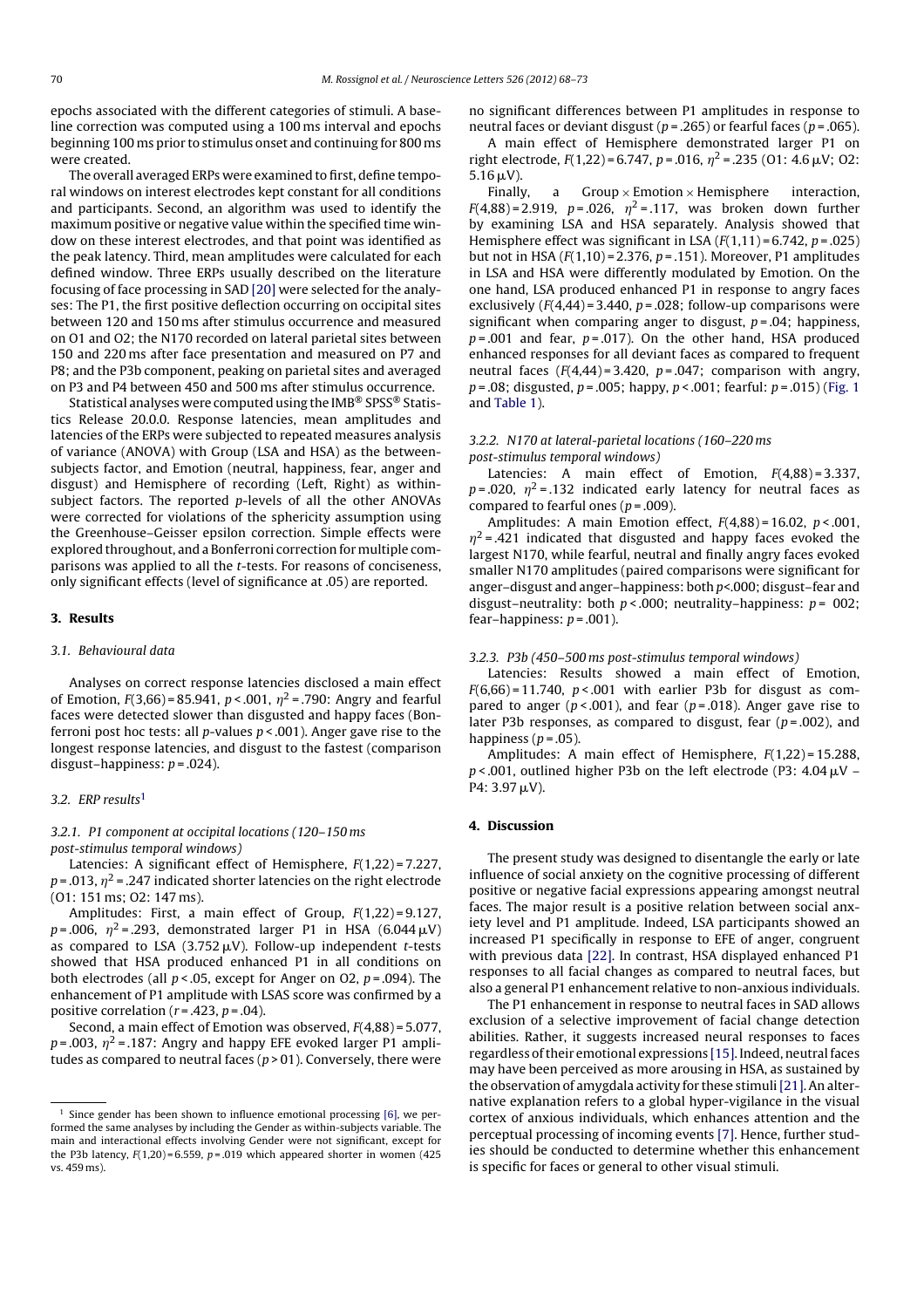epochs associated with the different categories of stimuli. A baseline correction was computed using a 100 ms interval and epochs beginning 100 ms prior to stimulus onset and continuing for 800 ms were created.

The overall averaged ERPs were examined to first, define temporal windows on interest electrodes kept constant for all conditions and participants. Second, an algorithm was used to identify the maximum positive or negative value within the specified time window on these interest electrodes, and that point was identified as the peak latency. Third, mean amplitudes were calculated for each defined window. Three ERPs usually described on the literature focusing of face processing in SAD [20] were selected for the analyses: The P1, the first positive deflection occurring on occipital sites between 120 and 150 ms after stimulus occurrence and measured on O1 and O2; the N170 recorded on lateral parietal sites between 150 and 220 ms after face presentation and measured on P7 and P8; and the P3b component, peaking on parietal sites and averaged on P3 and P4 between 450 and 500 ms after stimulus occurrence.

Statistical analyses were computed using the IMB® SPSS® Statistics Release 20.0.0. Response latencies, mean amplitudes and latencies of the ERPs were subjected to repeated measures analysis of variance (ANOVA) with Group (LSA and HSA) as the between-subjects factor, and Emotion (neutral, happiness, fear, anger and disgust) and Hemisphere of recording (Left, Right) as within-subject factors. The reported *p*-levels of all the other ANOVAs were corrected for violations of the sphericity assumption using the Greenhouse–Geisser epsilon correction. Simple effects were explored throughout, and a Bonferroni correction for multiple comparisons was applied to all the *t*-tests. For reasons of conciseness, only significant effects (level of significance at .05) are reported.

## 3. Results

### 3.1. Behavioural data

Analyses on correct response latencies disclosed a main effect of Emotion, $F(3,66) = 85.941$, $p < .001$, $\eta^2 = .790$: Angry and fearful faces were detected slower than disgusted and happy faces (Bonferroni post hoc tests: all *p*-values $p < .001$). Anger gave rise to the longest response latencies, and disgust to the fastest (comparison disgust–happiness: $p = .024$).

### 3.2. ERP results[1]

#### 3.2.1. P1 component at occipital locations (120–150 ms post-stimulus temporal windows)

Latencies: A significant effect of Hemisphere, $F(1,22) = 7.227$, $p = .013$, $\eta^2 = .247$ indicated shorter latencies on the right electrode (O1: 151 ms; O2: 147 ms).

Amplitudes: First, a main effect of Group, $F(1,22) = 9.127$, $p = .006$, $\eta^2 = .293$, demonstrated larger P1 in HSA (6.044 μV) as compared to LSA (3.752 μV). Follow-up independent *t*-tests showed that HSA produced enhanced P1 in all conditions on both electrodes (all $p < .05$, except for Anger on O2, $p = .094$). The enhancement of P1 amplitude with LSAS score was confirmed by a positive correlation ($r = .423$, $p = .04$).

Second, a main effect of Emotion was observed, $F(4,88) = 5.077$, $p = .003$, $\eta^2 = .187$: Angry and happy EFE evoked larger P1 amplitudes as compared to neutral faces ($p > 01$). Conversely, there were no significant differences between P1 amplitudes in response to neutral faces or deviant disgust ($p = .265$) or fearful faces ($p = .065$).

A main effect of Hemisphere demonstrated larger P1 on right electrode, $F(1,22) = 6.747$, $p = .016$, $\eta^2 = .235$ (O1: 4.6 μV; O2: 5.16 μV).

Finally, a Group × Emotion × Hemisphere interaction, $F(4,88) = 2.919$, $p = .026$, $\eta^2 = .117$, was broken down further by examining LSA and HSA separately. Analysis showed that Hemisphere effect was significant in LSA ($F(1,11) = 6.742$, $p = .025$) but not in HSA ($F(1,10) = 2.376$, $p = .151$). Moreover, P1 amplitudes in LSA and HSA were differently modulated by Emotion. On the one hand, LSA produced enhanced P1 in response to angry faces exclusively ($F(4,44) = 3.440$, $p = .028$; follow-up comparisons were significant when comparing anger to disgust, $p = .04$; happiness, $p = .001$ and fear, $p = .017$). On the other hand, HSA produced enhanced responses for all deviant faces as compared to frequent neutral faces ($F(4,44) = 3.420$, $p = .047$; comparison with angry, $p = .08$; disgusted, $p = .005$; happy, $p < .001$; fearful: $p = .015$) (Fig. 1 and Table 1).

#### 3.2.2. N170 at lateral-parietal locations (160–220 ms post-stimulus temporal windows)

Latencies: A main effect of Emotion, $F(4,88) = 3.337$, $p = .020$, $\eta^2 = .132$ indicated early latency for neutral faces as compared to fearful ones ($p = .009$).

Amplitudes: A main Emotion effect, $F(4,88) = 16.02$, $p < .001$, $\eta^2 = .421$ indicated that disgusted and happy faces evoked the largest N170, while fearful, neutral and finally angry faces evoked smaller N170 amplitudes (paired comparisons were significant for anger–disgust and anger–happiness: both $p<.000$; disgust–fear and disgust–neutrality: both $p < .000$; neutrality–happiness: $p = 002$; fear–happiness: $p = .001$).

#### 3.2.3. P3b (450–500 ms post-stimulus temporal windows)

Latencies: Results showed a main effect of Emotion, $F(6,66) = 11.740$, $p < .001$ with earlier P3b for disgust as compared to anger ($p < .001$), and fear ($p = .018$). Anger gave rise to later P3b responses, as compared to disgust, fear ($p = .002$), and happiness ($p = .05$).

Amplitudes: A main effect of Hemisphere, $F(1,22) = 15.288$, $p < .001$, outlined higher P3b on the left electrode (P3: 4.04 μV – P4: 3.97 μV).

## 4. Discussion

The present study was designed to disentangle the early or late influence of social anxiety on the cognitive processing of different positive or negative facial expressions appearing amongst neutral faces. The major result is a positive relation between social anxiety level and P1 amplitude. Indeed, LSA participants showed an increased P1 specifically in response to EFE of anger, congruent with previous data [22]. In contrast, HSA displayed enhanced P1 responses to all facial changes as compared to neutral faces, but also a general P1 enhancement relative to non-anxious individuals.

The P1 enhancement in response to neutral faces in SAD allows exclusion of a selective improvement of facial change detection abilities. Rather, it suggests increased neural responses to faces regardless of their emotional expressions [15]. Indeed, neutral faces may have been perceived as more arousing in HSA, as sustained by the observation of amygdala activity for these stimuli [21]. An alternative explanation refers to a global hyper-vigilance in the visual cortex of anxious individuals, which enhances attention and the perceptual processing of incoming events [7]. Hence, further studies should be conducted to determine whether this enhancement is specific for faces or general to other visual stimuli.

---

[1] Since gender has been shown to influence emotional processing [6], we performed the same analyses by including the Gender as within-subjects variable. The main and interactional effects involving Gender were not significant, except for the P3b latency, $F(1,20) = 6.559$, $p = .019$ which appeared shorter in women (425 vs. 459 ms).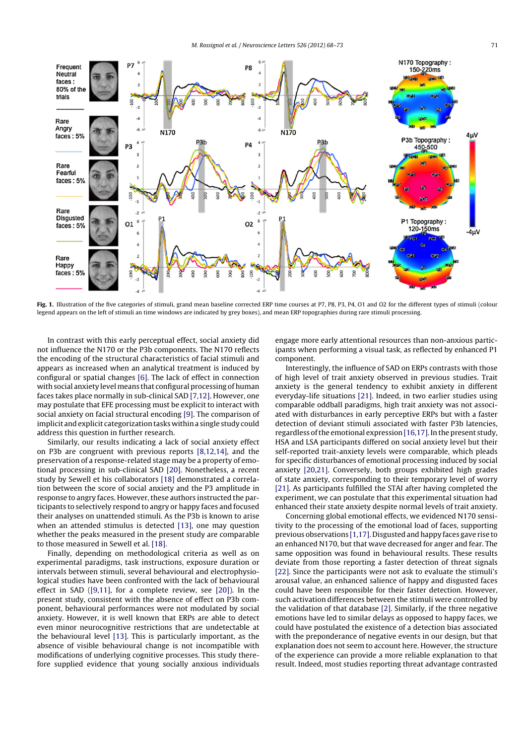**Fig. 1.** Illustration of the five categories of stimuli, grand mean baseline corrected ERP time courses at P7, P8, P3, P4, O1 and O2 for the different types of stimuli (colour legend appears on the left of stimuli an time windows are indicated by grey boxes), and mean ERP topographies during rare stimuli processing.

In contrast with this early perceptual effect, social anxiety did not influence the N170 or the P3b components. The N170 reflects the encoding of the structural characteristics of facial stimuli and appears as increased when an analytical treatment is induced by configural or spatial changes [6]. The lack of effect in connection with social anxiety level means that configural processing of human faces takes place normally in sub-clinical SAD [7,12]. However, one may postulate that EFE processing must be explicit to interact with social anxiety on facial structural encoding [9]. The comparison of implicit and explicit categorization tasks within a single study could address this question in further research.

Similarly, our results indicating a lack of social anxiety effect on P3b are congruent with previous reports [8,12,14], and the preservation of a response-related stage may be a property of emotional processing in sub-clinical SAD [20]. Nonetheless, a recent study by Sewell et his collaborators [18] demonstrated a correlation between the score of social anxiety and the P3 amplitude in response to angry faces. However, these authors instructed the participants to selectively respond to angry or happy faces and focused their analyses on unattended stimuli. As the P3b is known to arise when an attended stimulus is detected [13], one may question whether the peaks measured in the present study are comparable to those measured in Sewell et al. [18].

Finally, depending on methodological criteria as well as on experimental paradigms, task instructions, exposure duration or intervals between stimuli, several behavioural and electrophysiological studies have been confronted with the lack of behavioural effect in SAD ([9,11], for a complete review, see [20]). In the present study, consistent with the absence of effect on P3b component, behavioural performances were not modulated by social anxiety. However, it is well known that ERPs are able to detect even minor neurocognitive restrictions that are undetectable at the behavioural level [13]. This is particularly important, as the absence of visible behavioural change is not incompatible with modifications of underlying cognitive processes. This study therefore supplied evidence that young socially anxious individuals engage more early attentional resources than non-anxious participants when performing a visual task, as reflected by enhanced P1 component.

Interestingly, the influence of SAD on ERPs contrasts with those of high level of trait anxiety observed in previous studies. Trait anxiety is the general tendency to exhibit anxiety in different everyday-life situations [21]. Indeed, in two earlier studies using comparable oddball paradigms, high trait anxiety was not associated with disturbances in early perceptive ERPs but with a faster detection of deviant stimuli associated with faster P3b latencies, regardless of the emotional expression [16,17]. In the present study, HSA and LSA participants differed on social anxiety level but their self-reported trait-anxiety levels were comparable, which pleads for specific disturbances of emotional processing induced by social anxiety [20,21]. Conversely, both groups exhibited high grades of state anxiety, corresponding to their temporary level of worry [21]. As participants fulfilled the STAI after having completed the experiment, we can postulate that this experimental situation had enhanced their state anxiety despite normal levels of trait anxiety.

Concerning global emotional effects, we evidenced N170 sensitivity to the processing of the emotional load of faces, supporting previous observations [1,17]. Disgusted and happy faces gave rise to an enhanced N170, but that wave decreased for anger and fear. The same opposition was found in behavioural results. These results deviate from those reporting a faster detection of threat signals [22]. Since the participants were not ask to evaluate the stimuli's arousal value, an enhanced salience of happy and disgusted faces could have been responsible for their faster detection. However, such activation differences between the stimuli were controlled by the validation of that database [2]. Similarly, if the three negative emotions have led to similar delays as opposed to happy faces, we could have postulated the existence of a detection bias associated with the preponderance of negative events in our design, but that explanation does not seem to account here. However, the structure of the experience can provide a more reliable explanation to that result. Indeed, most studies reporting threat advantage contrasted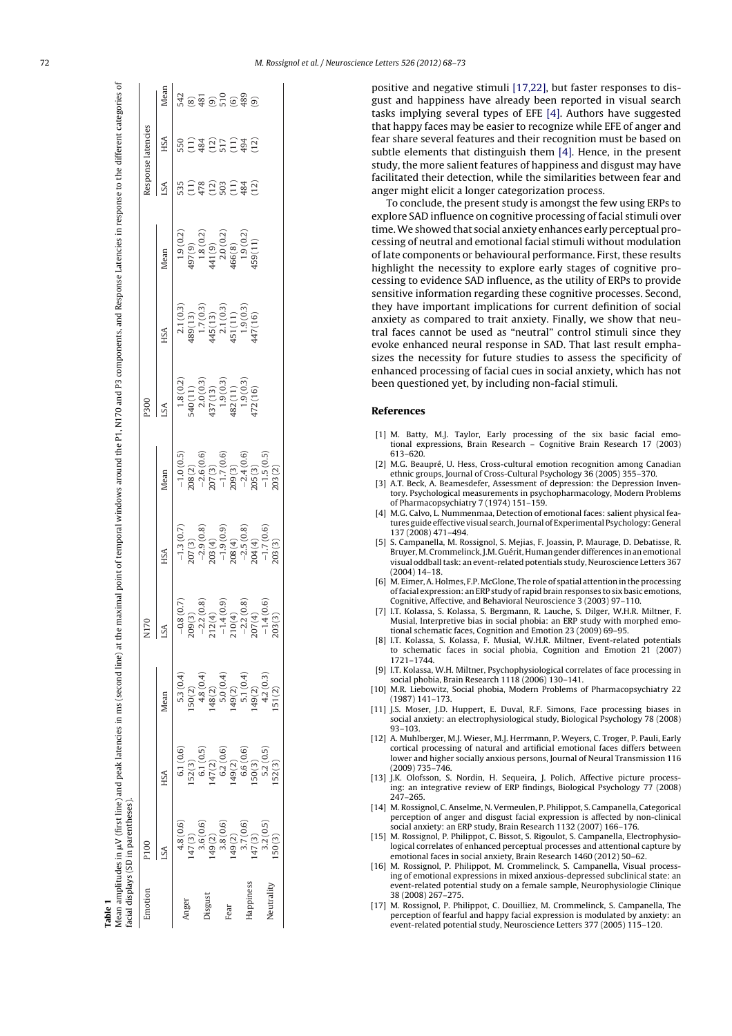**Table 1**
Mean amplitudes in μV (first line) and peak latencies in ms (second line) at the maximal point of temporal windows around the P1, N170 and P3 components, and Response Latencies in response to the different categories of facial displays (SD in parentheses).

| Emotion | P100 | | | N170 | | | P300 | | | Response latencies | | |
|---|---|---|---|---|---|---|---|---|---|---|---|---|
| | LSA | HSA | Mean | LSA | HSA | Mean | LSA | HSA | Mean | LSA | HSA | Mean |
| Anger | 4.8 (0.6) | 6.1 (0.6) | 5.3 (0.4) | −0.8 (0.7) | −1.3 (0.7) | −1.0 (0.5) | 1.8 (0.2) | 2.1 (0.3) | 1.9 (0.2) | 535 | 550 | 542 |
| | 147 (3) | 152 (3) | 150 (2) | 209 (3) | 207 (3) | 208 (2) | 540 (11) | 489 (13) | 497 (9) | (11) | (11) | (8) |
| Disgust | 3.6 (0.6) | 6.1 (0.5) | 4.8 (0.4) | −2.2 (0.8) | −2.9 (0.8) | −2.6 (0.6) | 2.0 (0.3) | 1.7 (0.3) | 1.8 (0.2) | 478 | 484 | 481 |
| | 149 (2) | 147 (2) | 148 (2) | 212 (4) | 203 (4) | 207 (3) | 437 (13) | 445 (13) | 441 (9) | (12) | (12) | (9) |
| Fear | 3.8 (0.6) | 6.2 (0.6) | 5.0 (0.4) | −1.4 (0.9) | −1.9 (0.9) | −1.7 (0.6) | 1.9 (0.3) | 2.1 (0.3) | 2.0 (0.2) | 503 | 517 | 510 |
| | 149 (2) | 149 (2) | 149 (2) | 210 (4) | 208 (4) | 209 (3) | 482 (11) | 451 (11) | 466 (8) | (11) | (11) | (6) |
| Happiness | 3.7 (0.6) | 6.6 (0.6) | 5.1 (0.4) | −2.2 (0.8) | −2.5 (0.8) | −2.4 (0.6) | 1.9 (0.3) | 1.9 (0.3) | 1.9 (0.2) | 484 | 494 | 489 |
| | 147 (3) | 150 (3) | 149 (2) | 207 (4) | 204 (4) | 205 (3) | 472 (16) | 447 (16) | 459 (11) | (12) | (12) | (9) |
| Neutrality | 3.2 (0.5) | 5.2 (0.5) | 4.2 (0.3) | −1.4 (0.6) | −1.7 (0.6) | −1.5 (0.5) | | | | | | |
| | 150 (3) | 152 (3) | 151 (2) | 203 (3) | 203 (3) | 203 (2) | | | | | | |

positive and negative stimuli [17,22], but faster responses to disgust and happiness have already been reported in visual search tasks implying several types of EFE [4]. Authors have suggested that happy faces may be easier to recognize while EFE of anger and fear share several features and their recognition must be based on subtle elements that distinguish them [4]. Hence, in the present study, the more salient features of happiness and disgust may have facilitated their detection, while the similarities between fear and anger might elicit a longer categorization process.

To conclude, the present study is amongst the few using ERPs to explore SAD influence on cognitive processing of facial stimuli over time. We showed that social anxiety enhances early perceptual processing of neutral and emotional facial stimuli without modulation of late components or behavioural performance. First, these results highlight the necessity to explore early stages of cognitive processing to evidence SAD influence, as the utility of ERPs to provide sensitive information regarding these cognitive processes. Second, they have important implications for current definition of social anxiety as compared to trait anxiety. Finally, we show that neutral faces cannot be used as "neutral" control stimuli since they evoke enhanced neural response in SAD. That last result emphasizes the necessity for future studies to assess the specificity of enhanced processing of facial cues in social anxiety, which has not been questioned yet, by including non-facial stimuli.

## References

[1] M. Batty, M.J. Taylor, Early processing of the six basic facial emotional expressions, Brain Research – Cognitive Brain Research 17 (2003) 613–620.

[2] M.G. Beaupré, U. Hess, Cross-cultural emotion recognition among Canadian ethnic groups, Journal of Cross-Cultural Psychology 36 (2005) 355–370.

[3] A.T. Beck, A. Beamesdefer, Assessment of depression: the Depression Inventory. Psychological measurements in psychopharmacology, Modern Problems of Pharmacopsychiatry 7 (1974) 151–159.

[4] M.G. Calvo, L. Nummenmaa, Detection of emotional faces: salient physical features guide effective visual search, Journal of Experimental Psychology: General 137 (2008) 471–494.

[5] S. Campanella, M. Rossignol, S. Mejias, F. Joassin, P. Maurage, D. Debatisse, R. Bruyer, M. Crommelinck, J.M. Guérit, Human gender differences in an emotional visual oddball task: an event-related potentials study, Neuroscience Letters 367 (2004) 14–18.

[6] M. Eimer, A. Holmes, F.P. McGlone, The role of spatial attention in the processing of facial expression: an ERP study of rapid brain responses to six basic emotions, Cognitive, Affective, and Behavioral Neuroscience 3 (2003) 97–110.

[7] I.T. Kolassa, S. Kolassa, S. Bergmann, R. Lauche, S. Dilger, W.H.R. Miltner, F. Musial, Interpretive bias in social phobia: an ERP study with morphed emotional schematic faces, Cognition and Emotion 23 (2009) 69–95.

[8] I.T. Kolassa, S. Kolassa, F. Musial, W.H.R. Miltner, Event-related potentials to schematic faces in social phobia, Cognition and Emotion 21 (2007) 1721–1744.

[9] I.T. Kolassa, W.H. Miltner, Psychophysiological correlates of face processing in social phobia, Brain Research 1118 (2006) 130–141.

[10] M.R. Liebowitz, Social phobia, Modern Problems of Pharmacopsychiatry 22 (1987) 141–173.

[11] J.S. Moser, J.D. Huppert, E. Duval, R.F. Simons, Face processing biases in social anxiety: an electrophysiological study, Biological Psychology 78 (2008) 93–103.

[12] A. Muhlberger, M.J. Wieser, M.J. Herrmann, P. Weyers, C. Troger, P. Pauli, Early cortical processing of natural and artificial emotional faces differs between lower and higher socially anxious persons, Journal of Neural Transmission 116 (2009) 735–746.

[13] J.K. Olofsson, S. Nordin, H. Sequeira, J. Polich, Affective picture processing: an integrative review of ERP findings, Biological Psychology 77 (2008) 247–265.

[14] M. Rossignol, C. Anselme, N. Vermeulen, P. Philippot, S. Campanella, Categorical perception of anger and disgust facial expression is affected by non-clinical social anxiety: an ERP study, Brain Research 1132 (2007) 166–176.

[15] M. Rossignol, P. Philippot, C. Bissot, S. Rigoulot, S. Campanella, Electrophysiological correlates of enhanced perceptual processes and attentional capture by emotional faces in social anxiety, Brain Research 1460 (2012) 50–62.

[16] M. Rossignol, P. Philippot, M. Crommelinck, S. Campanella, Visual processing of emotional expressions in mixed anxious-depressed subclinical state: an event-related potential study on a female sample, Neurophysiologie Clinique 38 (2008) 267–275.

[17] M. Rossignol, P. Philippot, C. Douilliez, M. Crommelinck, S. Campanella, The perception of fearful and happy facial expression is modulated by anxiety: an event-related potential study, Neuroscience Letters 377 (2005) 115–120.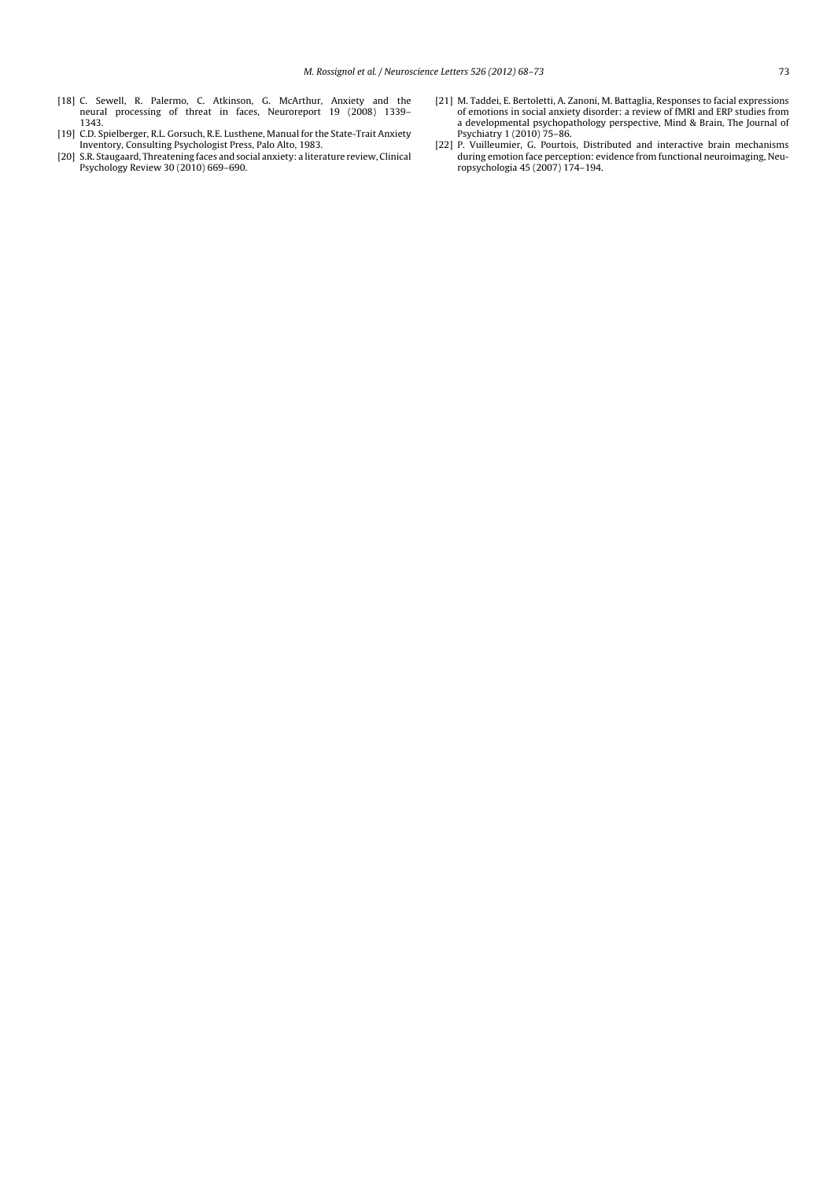[18] C. Sewell, R. Palermo, C. Atkinson, G. McArthur, Anxiety and the neural processing of threat in faces, Neuroreport 19 (2008) 1339–1343.

[19] C.D. Spielberger, R.L. Gorsuch, R.E. Lusthene, Manual for the State-Trait Anxiety Inventory, Consulting Psychologist Press, Palo Alto, 1983.

[20] S.R. Staugaard, Threatening faces and social anxiety: a literature review, Clinical Psychology Review 30 (2010) 669–690.

[21] M. Taddei, E. Bertoletti, A. Zanoni, M. Battaglia, Responses to facial expressions of emotions in social anxiety disorder: a review of fMRI and ERP studies from a developmental psychopathology perspective, Mind & Brain, The Journal of Psychiatry 1 (2010) 75–86.

[22] P. Vuilleumier, G. Pourtois, Distributed and interactive brain mechanisms during emotion face perception: evidence from functional neuroimaging, Neuropsychologia 45 (2007) 174–194.